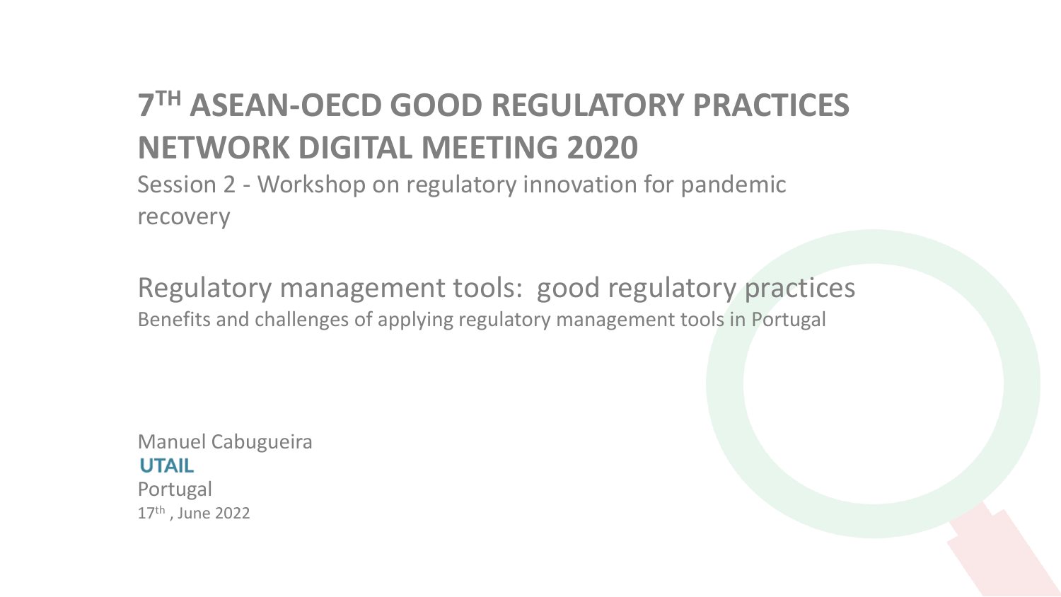# 7TH ASEAN-OECD GOOD REGULATORY PRACTICES NETWORK DIGITAL MEETING 2020

Session 2 - Workshop on regulatory innovation for pandemic recovery

## Regulatory management tools: good regulatory practices

Benefits and challenges of applying regulatory management tools in Portugal

Manuel Cabugueira

**UTAIL**

Portugal

17th , June 2022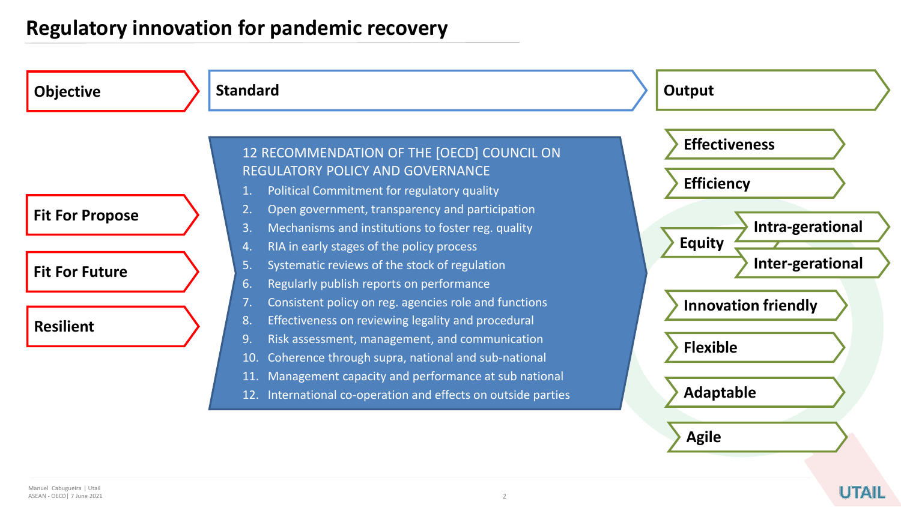# Regulatory innovation for pandemic recovery

## Objective

- Fit For Propose
- Fit For Future
- Resilient

## Standard

12 RECOMMENDATION OF THE [OECD] COUNCIL ON REGULATORY POLICY AND GOVERNANCE

1. Political Commitment for regulatory quality
2. Open government, transparency and participation
3. Mechanisms and institutions to foster reg. quality
4. RIA in early stages of the policy process
5. Systematic reviews of the stock of regulation
6. Regularly publish reports on performance
7. Consistent policy on reg. agencies role and functions
8. Effectiveness on reviewing legality and procedural
9. Risk assessment, management, and communication
10. Coherence through supra, national and sub-national
11. Management capacity and performance at sub national
12. International co-operation and effects on outside parties

## Output

- Effectiveness
- Efficiency
- Equity
  - Intra-gerational
  - Inter-gerational
- Innovation friendly
- Flexible
- Adaptable
- Agile

Manuel Cabugueira | Utail
ASEAN - OECD| 7 June 2021

UTAIL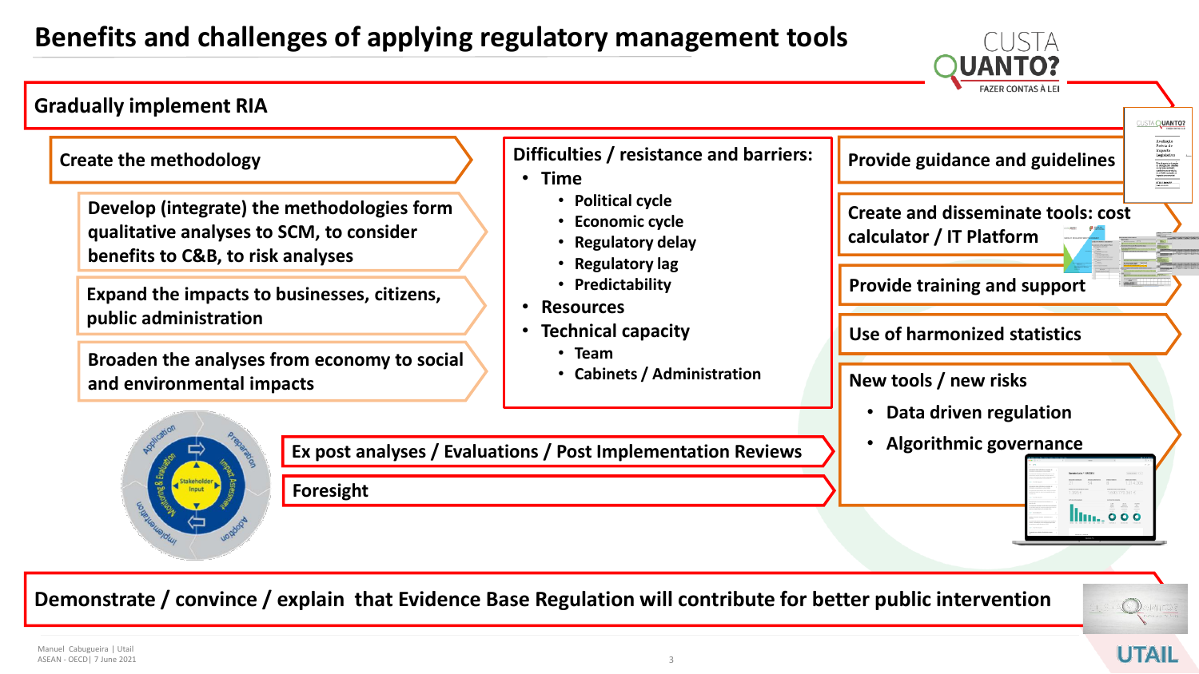# Benefits and challenges of applying regulatory management tools

## Gradually implement RIA

**Create the methodology**

- Develop (integrate) the methodologies form qualitative analyses to SCM, to consider benefits to C&B, to risk analyses
- Expand the impacts to businesses, citizens, public administration
- Broaden the analyses from economy to social and environmental impacts

**Difficulties / resistance and barriers:**

- Time
  - Political cycle
  - Economic cycle
  - Regulatory delay
  - Regulatory lag
  - Predictability
- Resources
- Technical capacity
  - Team
  - Cabinets / Administration

**Provide guidance and guidelines**

**Create and disseminate tools: cost calculator / IT Platform**

**Provide training and support**

**Use of harmonized statistics**

**New tools / new risks**

- Data driven regulation
- Algorithmic governance

**Ex post analyses / Evaluations / Post Implementation Reviews**

**Foresight**

**Demonstrate / convince / explain that Evidence Base Regulation will contribute for better public intervention**

Manuel Cabugueira | Utail
ASEAN - OECD| 7 June 2021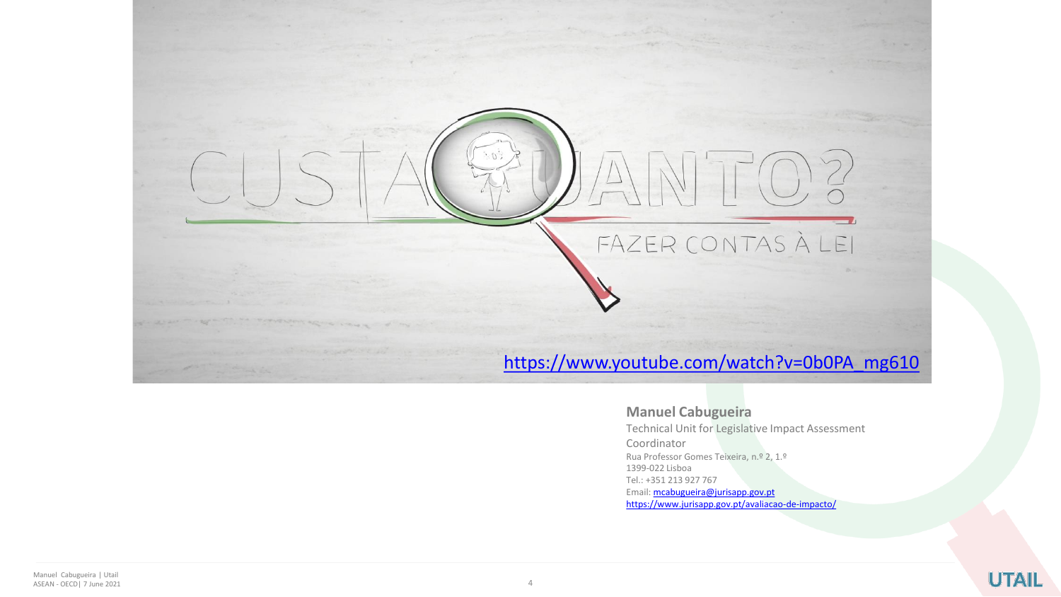CUSTA QUANTO?

FAZER CONTAS À LEI

https://www.youtube.com/watch?v=0b0PA_mg610

**Manuel Cabugueira**

Technical Unit for Legislative Impact Assessment

Coordinator

Rua Professor Gomes Teixeira, n.º 2, 1.º

1399-022 Lisboa

Tel.: +351 213 927 767

Email: mcabugueira@jurisapp.gov.pt

https://www.jurisapp.gov.pt/avaliacao-de-impacto/